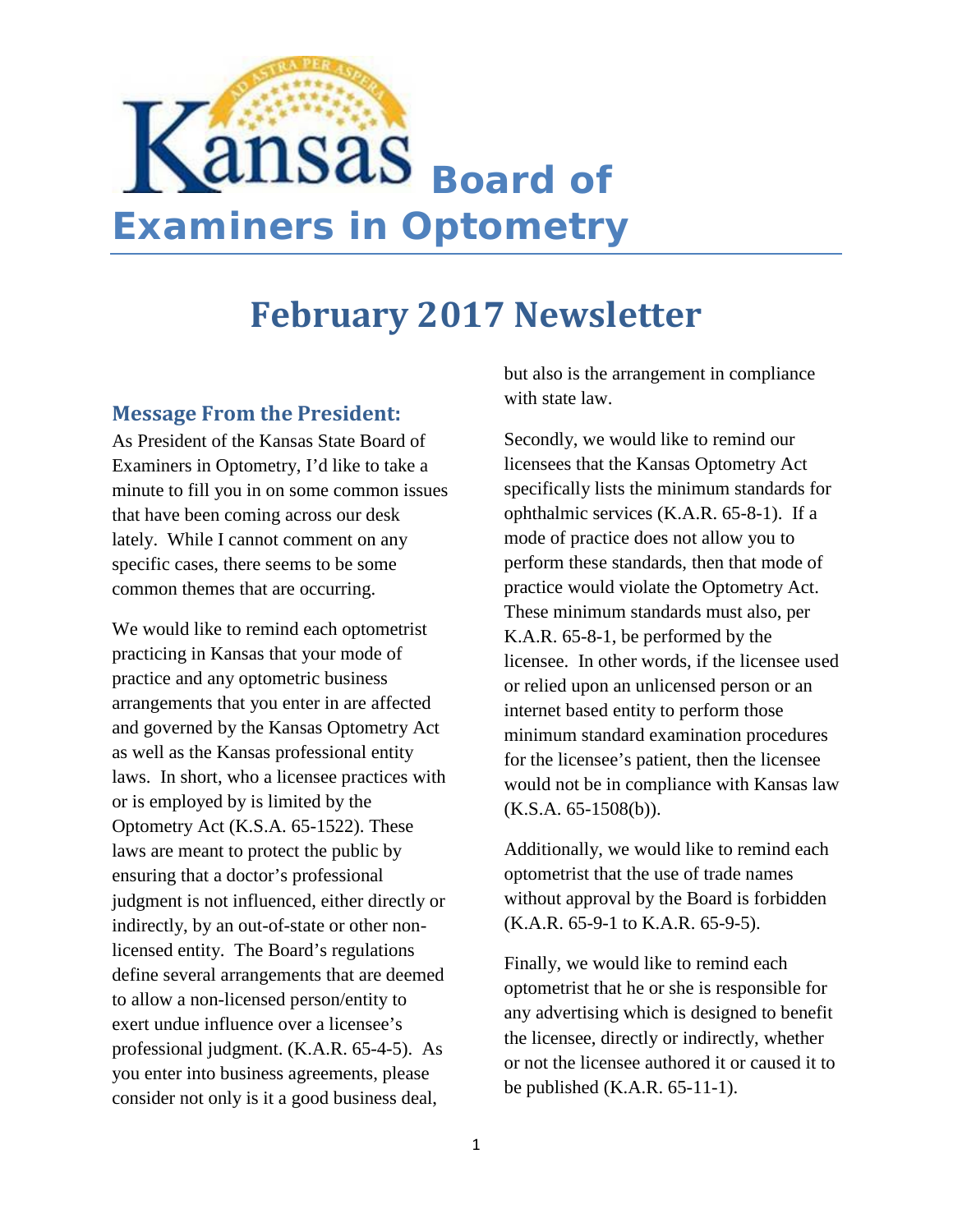# Kansas Board of Examiners in Optometry

## February 2017 Newsletter

### Message From the President:

As President of the Kansas State Board of Examiners in Optometry, I'd like to take a minute to fill you in on some common issues that have been coming across our desk lately. While I cannot comment on any specific cases, there seems to be some common themes that are occurring.

We would like to remind each optometrist practicing in Kansas that your mode of practice and any optometric business arrangements that you enter in are affected and governed by the Kansas Optometry Act as well as the Kansas professional entity laws. In short, who a licensee practices with or is employed by is limited by the Optometry Act (K.S.A. 65-1522). These laws are meant to protect the public by ensuring that a doctor's professional judgment is not influenced, either directly or indirectly, by an out-of-state or other non-licensed entity. The Board's regulations define several arrangements that are deemed to allow a non-licensed person/entity to exert undue influence over a licensee's professional judgment. (K.A.R. 65-4-5). As you enter into business agreements, please consider not only is it a good business deal, but also is the arrangement in compliance with state law.

Secondly, we would like to remind our licensees that the Kansas Optometry Act specifically lists the minimum standards for ophthalmic services (K.A.R. 65-8-1). If a mode of practice does not allow you to perform these standards, then that mode of practice would violate the Optometry Act. These minimum standards must also, per K.A.R. 65-8-1, be performed by the licensee. In other words, if the licensee used or relied upon an unlicensed person or an internet based entity to perform those minimum standard examination procedures for the licensee's patient, then the licensee would not be in compliance with Kansas law (K.S.A. 65-1508(b)).

Additionally, we would like to remind each optometrist that the use of trade names without approval by the Board is forbidden (K.A.R. 65-9-1 to K.A.R. 65-9-5).

Finally, we would like to remind each optometrist that he or she is responsible for any advertising which is designed to benefit the licensee, directly or indirectly, whether or not the licensee authored it or caused it to be published (K.A.R. 65-11-1).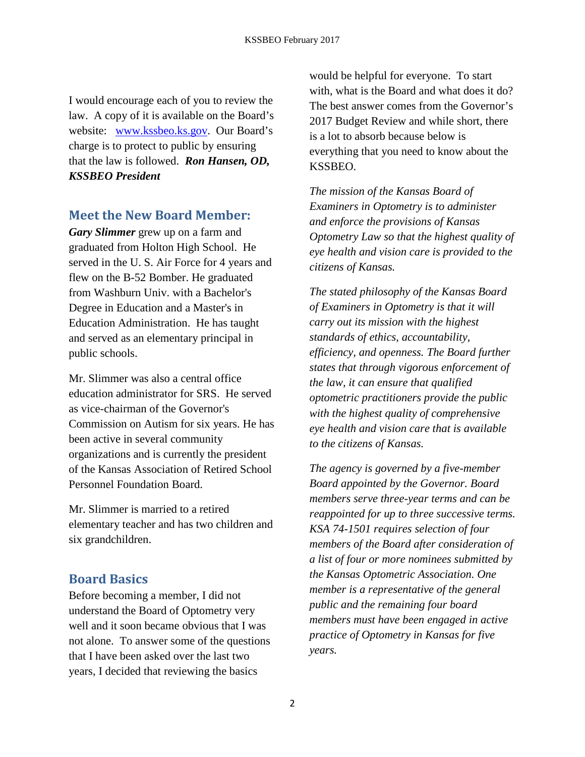I would encourage each of you to review the law. A copy of it is available on the Board's website: [www.kssbeo.ks.gov](http://www.kssbeo.ks.gov). Our Board's charge is to protect to public by ensuring that the law is followed. ***Ron Hansen, OD, KSSBEO President***

## Meet the New Board Member:

***Gary Slimmer*** grew up on a farm and graduated from Holton High School. He served in the U. S. Air Force for 4 years and flew on the B-52 Bomber. He graduated from Washburn Univ. with a Bachelor's Degree in Education and a Master's in Education Administration. He has taught and served as an elementary principal in public schools.

Mr. Slimmer was also a central office education administrator for SRS. He served as vice-chairman of the Governor's Commission on Autism for six years. He has been active in several community organizations and is currently the president of the Kansas Association of Retired School Personnel Foundation Board.

Mr. Slimmer is married to a retired elementary teacher and has two children and six grandchildren.

## Board Basics

Before becoming a member, I did not understand the Board of Optometry very well and it soon became obvious that I was not alone. To answer some of the questions that I have been asked over the last two years, I decided that reviewing the basics would be helpful for everyone. To start with, what is the Board and what does it do? The best answer comes from the Governor's 2017 Budget Review and while short, there is a lot to absorb because below is everything that you need to know about the KSSBEO.

*The mission of the Kansas Board of Examiners in Optometry is to administer and enforce the provisions of Kansas Optometry Law so that the highest quality of eye health and vision care is provided to the citizens of Kansas.*

*The stated philosophy of the Kansas Board of Examiners in Optometry is that it will carry out its mission with the highest standards of ethics, accountability, efficiency, and openness. The Board further states that through vigorous enforcement of the law, it can ensure that qualified optometric practitioners provide the public with the highest quality of comprehensive eye health and vision care that is available to the citizens of Kansas.*

*The agency is governed by a five-member Board appointed by the Governor. Board members serve three-year terms and can be reappointed for up to three successive terms. KSA 74-1501 requires selection of four members of the Board after consideration of a list of four or more nominees submitted by the Kansas Optometric Association. One member is a representative of the general public and the remaining four board members must have been engaged in active practice of Optometry in Kansas for five years.*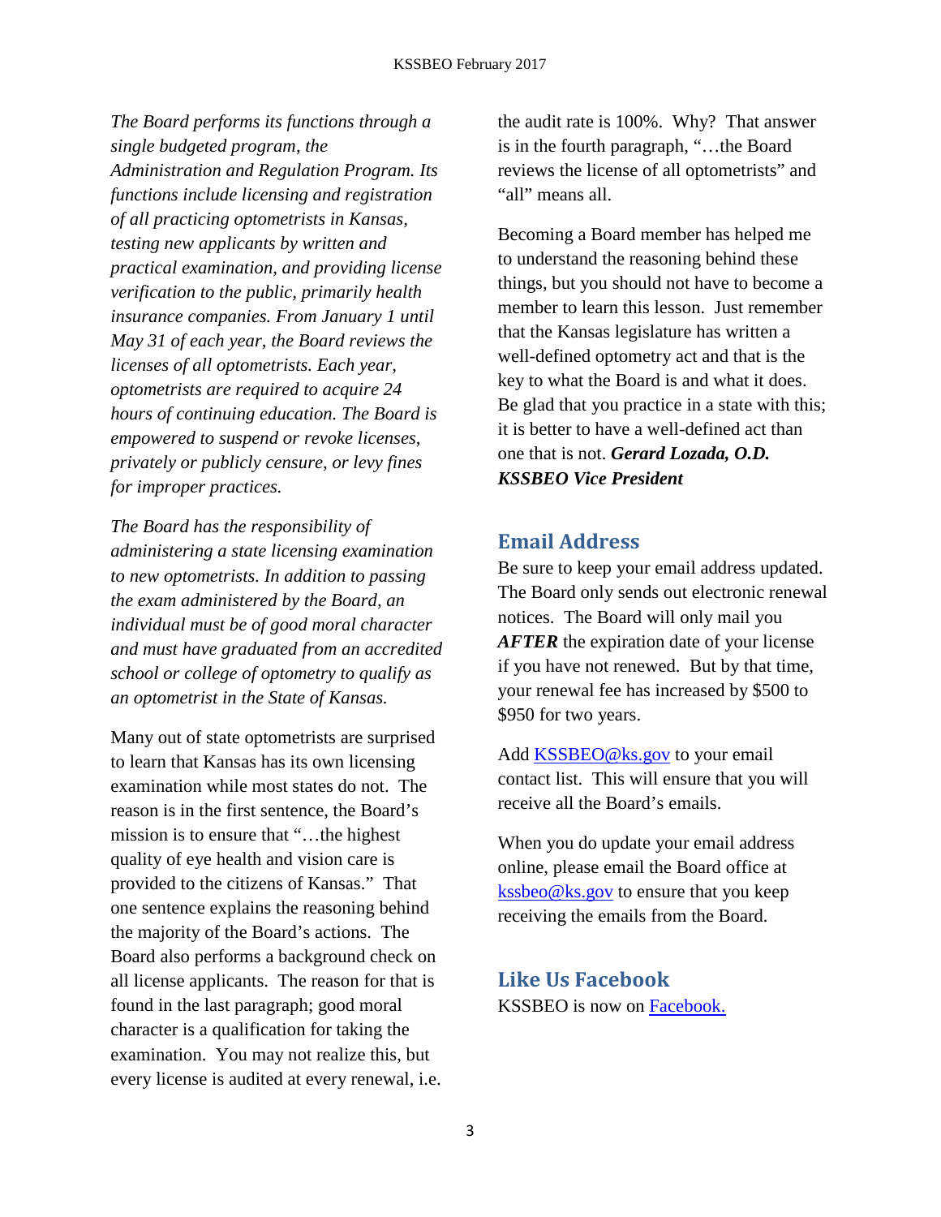*The Board performs its functions through a single budgeted program, the Administration and Regulation Program. Its functions include licensing and registration of all practicing optometrists in Kansas, testing new applicants by written and practical examination, and providing license verification to the public, primarily health insurance companies. From January 1 until May 31 of each year, the Board reviews the licenses of all optometrists. Each year, optometrists are required to acquire 24 hours of continuing education. The Board is empowered to suspend or revoke licenses, privately or publicly censure, or levy fines for improper practices.*

*The Board has the responsibility of administering a state licensing examination to new optometrists. In addition to passing the exam administered by the Board, an individual must be of good moral character and must have graduated from an accredited school or college of optometry to qualify as an optometrist in the State of Kansas.*

Many out of state optometrists are surprised to learn that Kansas has its own licensing examination while most states do not. The reason is in the first sentence, the Board's mission is to ensure that "…the highest quality of eye health and vision care is provided to the citizens of Kansas." That one sentence explains the reasoning behind the majority of the Board's actions. The Board also performs a background check on all license applicants. The reason for that is found in the last paragraph; good moral character is a qualification for taking the examination. You may not realize this, but every license is audited at every renewal, i.e. the audit rate is 100%. Why? That answer is in the fourth paragraph, "…the Board reviews the license of all optometrists" and "all" means all.

Becoming a Board member has helped me to understand the reasoning behind these things, but you should not have to become a member to learn this lesson. Just remember that the Kansas legislature has written a well-defined optometry act and that is the key to what the Board is and what it does. Be glad that you practice in a state with this; it is better to have a well-defined act than one that is not. ***Gerard Lozada, O.D. KSSBEO Vice President***

## Email Address

Be sure to keep your email address updated. The Board only sends out electronic renewal notices. The Board will only mail you ***AFTER*** the expiration date of your license if you have not renewed. But by that time, your renewal fee has increased by $500 to $950 for two years.

Add KSSBEO@ks.gov to your email contact list. This will ensure that you will receive all the Board's emails.

When you do update your email address online, please email the Board office at kssbeo@ks.gov to ensure that you keep receiving the emails from the Board.

## Like Us Facebook

KSSBEO is now on Facebook.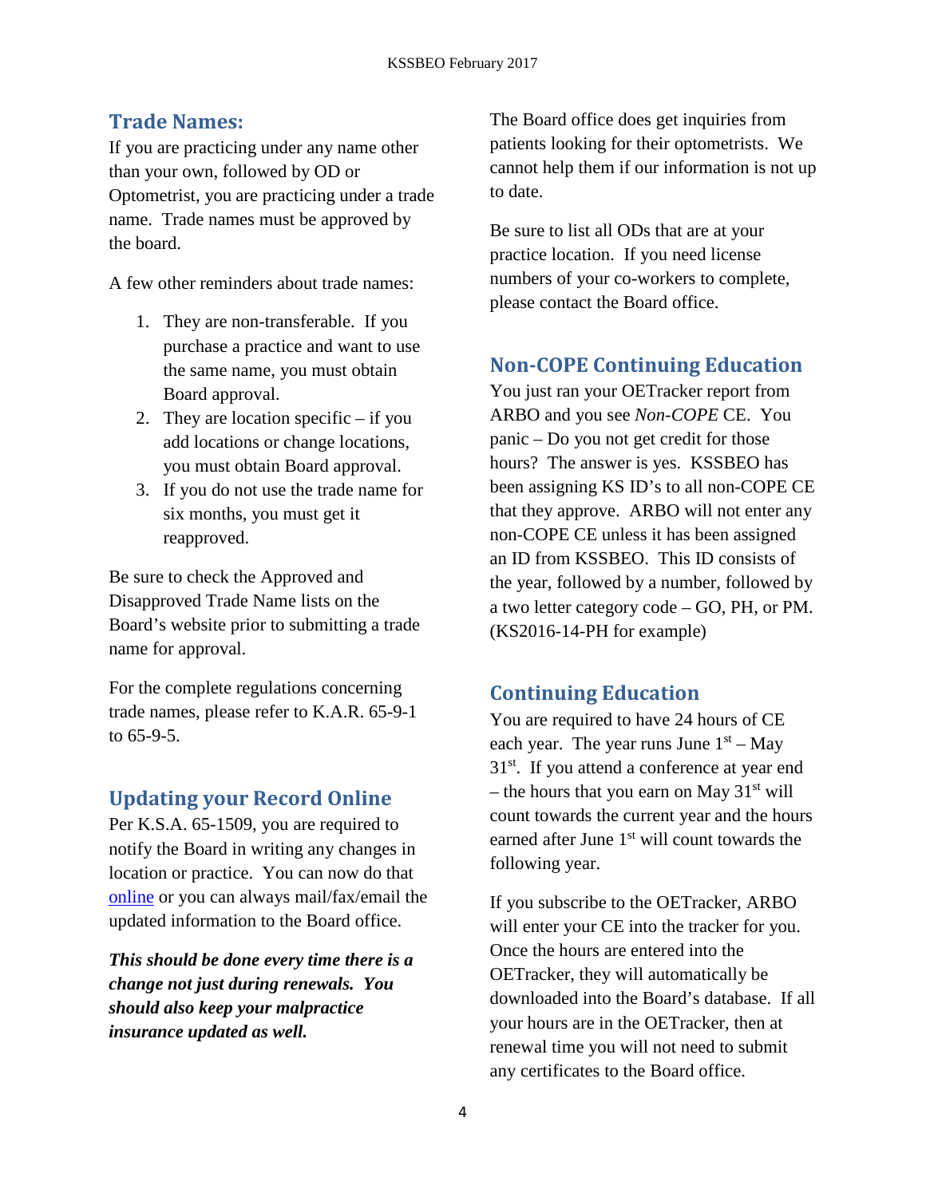## Trade Names:

If you are practicing under any name other than your own, followed by OD or Optometrist, you are practicing under a trade name. Trade names must be approved by the board.

A few other reminders about trade names:

1. They are non-transferable. If you purchase a practice and want to use the same name, you must obtain Board approval.
2. They are location specific – if you add locations or change locations, you must obtain Board approval.
3. If you do not use the trade name for six months, you must get it reapproved.

Be sure to check the Approved and Disapproved Trade Name lists on the Board's website prior to submitting a trade name for approval.

For the complete regulations concerning trade names, please refer to K.A.R. 65-9-1 to 65-9-5.

## Updating your Record Online

Per K.S.A. 65-1509, you are required to notify the Board in writing any changes in location or practice. You can now do that online or you can always mail/fax/email the updated information to the Board office.

***This should be done every time there is a change not just during renewals. You should also keep your malpractice insurance updated as well.***

The Board office does get inquiries from patients looking for their optometrists. We cannot help them if our information is not up to date.

Be sure to list all ODs that are at your practice location. If you need license numbers of your co-workers to complete, please contact the Board office.

## Non-COPE Continuing Education

You just ran your OETracker report from ARBO and you see *Non-COPE* CE. You panic – Do you not get credit for those hours? The answer is yes. KSSBEO has been assigning KS ID's to all non-COPE CE that they approve. ARBO will not enter any non-COPE CE unless it has been assigned an ID from KSSBEO. This ID consists of the year, followed by a number, followed by a two letter category code – GO, PH, or PM. (KS2016-14-PH for example)

## Continuing Education

You are required to have 24 hours of CE each year. The year runs June 1st – May 31st. If you attend a conference at year end – the hours that you earn on May 31st will count towards the current year and the hours earned after June 1st will count towards the following year.

If you subscribe to the OETracker, ARBO will enter your CE into the tracker for you. Once the hours are entered into the OETracker, they will automatically be downloaded into the Board's database. If all your hours are in the OETracker, then at renewal time you will not need to submit any certificates to the Board office.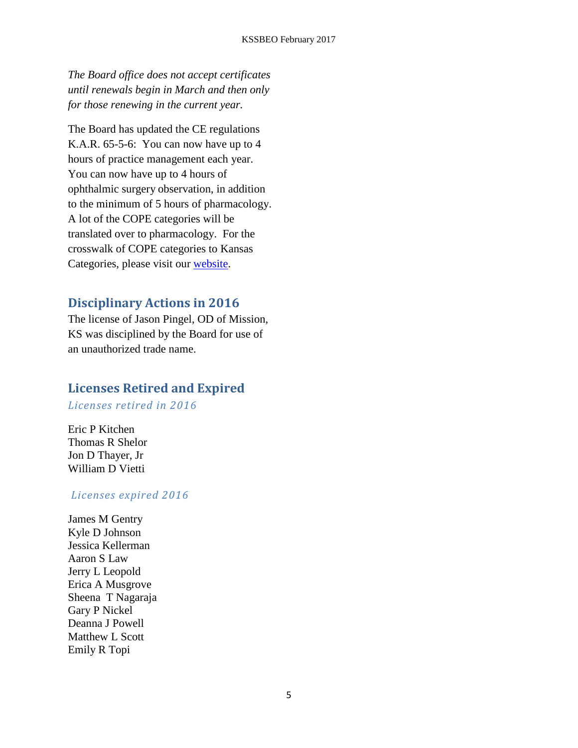*The Board office does not accept certificates until renewals begin in March and then only for those renewing in the current year.*

The Board has updated the CE regulations K.A.R. 65-5-6: You can now have up to 4 hours of practice management each year. You can now have up to 4 hours of ophthalmic surgery observation, in addition to the minimum of 5 hours of pharmacology. A lot of the COPE categories will be translated over to pharmacology. For the crosswalk of COPE categories to Kansas Categories, please visit our website.

## Disciplinary Actions in 2016

The license of Jason Pingel, OD of Mission, KS was disciplined by the Board for use of an unauthorized trade name.

## Licenses Retired and Expired

### *Licenses retired in 2016*

Eric P Kitchen
Thomas R Shelor
Jon D Thayer, Jr
William D Vietti

### *Licenses expired 2016*

James M Gentry
Kyle D Johnson
Jessica Kellerman
Aaron S Law
Jerry L Leopold
Erica A Musgrove
Sheena T Nagaraja
Gary P Nickel
Deanna J Powell
Matthew L Scott
Emily R Topi